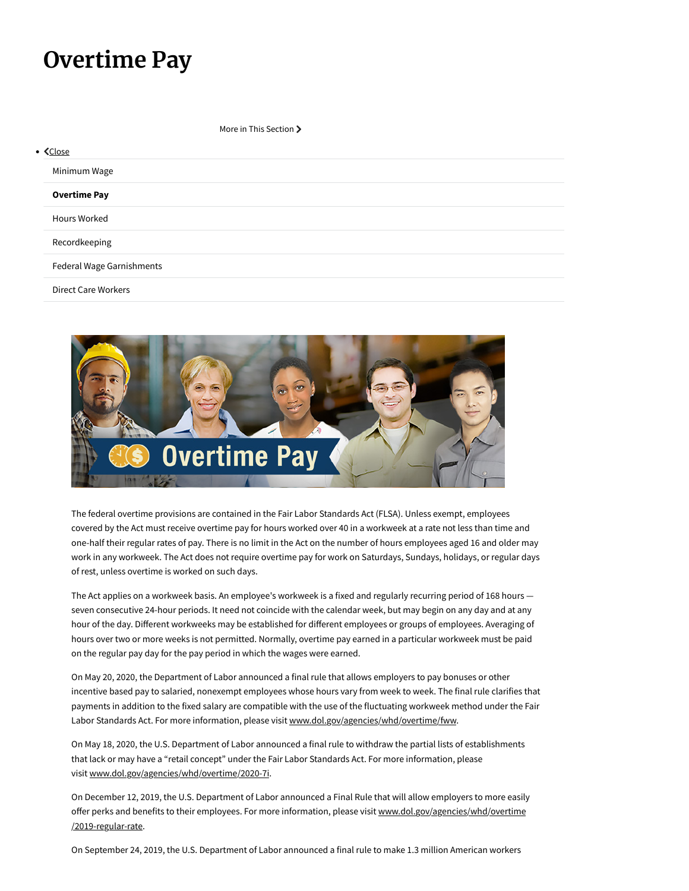# Overtime Pay

More in This Section

- Close

Minimum Wage

**Overtime Pay**

Hours Worked

Recordkeeping

Federal Wage Garnishments

Direct Care Workers

The federal overtime provisions are contained in the Fair Labor Standards Act (FLSA). Unless exempt, employees covered by the Act must receive overtime pay for hours worked over 40 in a workweek at a rate not less than time and one-half their regular rates of pay. There is no limit in the Act on the number of hours employees aged 16 and older may work in any workweek. The Act does not require overtime pay for work on Saturdays, Sundays, holidays, or regular days of rest, unless overtime is worked on such days.

The Act applies on a workweek basis. An employee's workweek is a fixed and regularly recurring period of 168 hours — seven consecutive 24-hour periods. It need not coincide with the calendar week, but may begin on any day and at any hour of the day. Different workweeks may be established for different employees or groups of employees. Averaging of hours over two or more weeks is not permitted. Normally, overtime pay earned in a particular workweek must be paid on the regular pay day for the pay period in which the wages were earned.

On May 20, 2020, the Department of Labor announced a final rule that allows employers to pay bonuses or other incentive based pay to salaried, nonexempt employees whose hours vary from week to week. The final rule clarifies that payments in addition to the fixed salary are compatible with the use of the fluctuating workweek method under the Fair Labor Standards Act. For more information, please visit www.dol.gov/agencies/whd/overtime/fww.

On May 18, 2020, the U.S. Department of Labor announced a final rule to withdraw the partial lists of establishments that lack or may have a "retail concept" under the Fair Labor Standards Act. For more information, please visit www.dol.gov/agencies/whd/overtime/2020-7i.

On December 12, 2019, the U.S. Department of Labor announced a Final Rule that will allow employers to more easily offer perks and benefits to their employees. For more information, please visit www.dol.gov/agencies/whd/overtime/2019-regular-rate.

On September 24, 2019, the U.S. Department of Labor announced a final rule to make 1.3 million American workers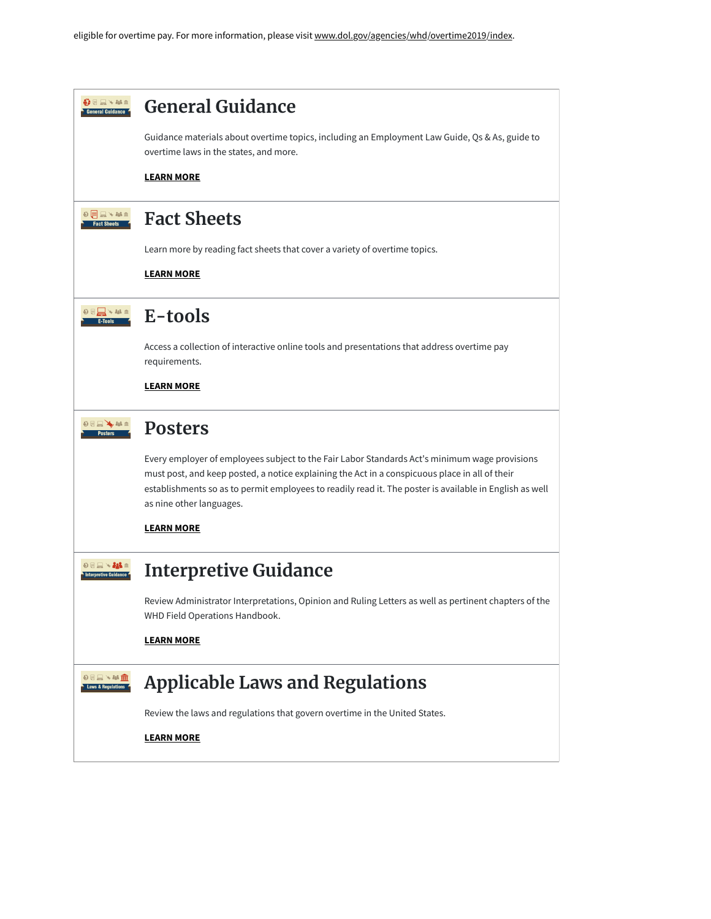eligible for overtime pay. For more information, please visit www.dol.gov/agencies/whd/overtime2019/index.

## General Guidance

Guidance materials about overtime topics, including an Employment Law Guide, Qs & As, guide to overtime laws in the states, and more.

**LEARN MORE**

## Fact Sheets

Learn more by reading fact sheets that cover a variety of overtime topics.

**LEARN MORE**

## E-tools

Access a collection of interactive online tools and presentations that address overtime pay requirements.

**LEARN MORE**

## Posters

Every employer of employees subject to the Fair Labor Standards Act's minimum wage provisions must post, and keep posted, a notice explaining the Act in a conspicuous place in all of their establishments so as to permit employees to readily read it. The poster is available in English as well as nine other languages.

**LEARN MORE**

## Interpretive Guidance

Review Administrator Interpretations, Opinion and Ruling Letters as well as pertinent chapters of the WHD Field Operations Handbook.

**LEARN MORE**

## Applicable Laws and Regulations

Review the laws and regulations that govern overtime in the United States.

**LEARN MORE**